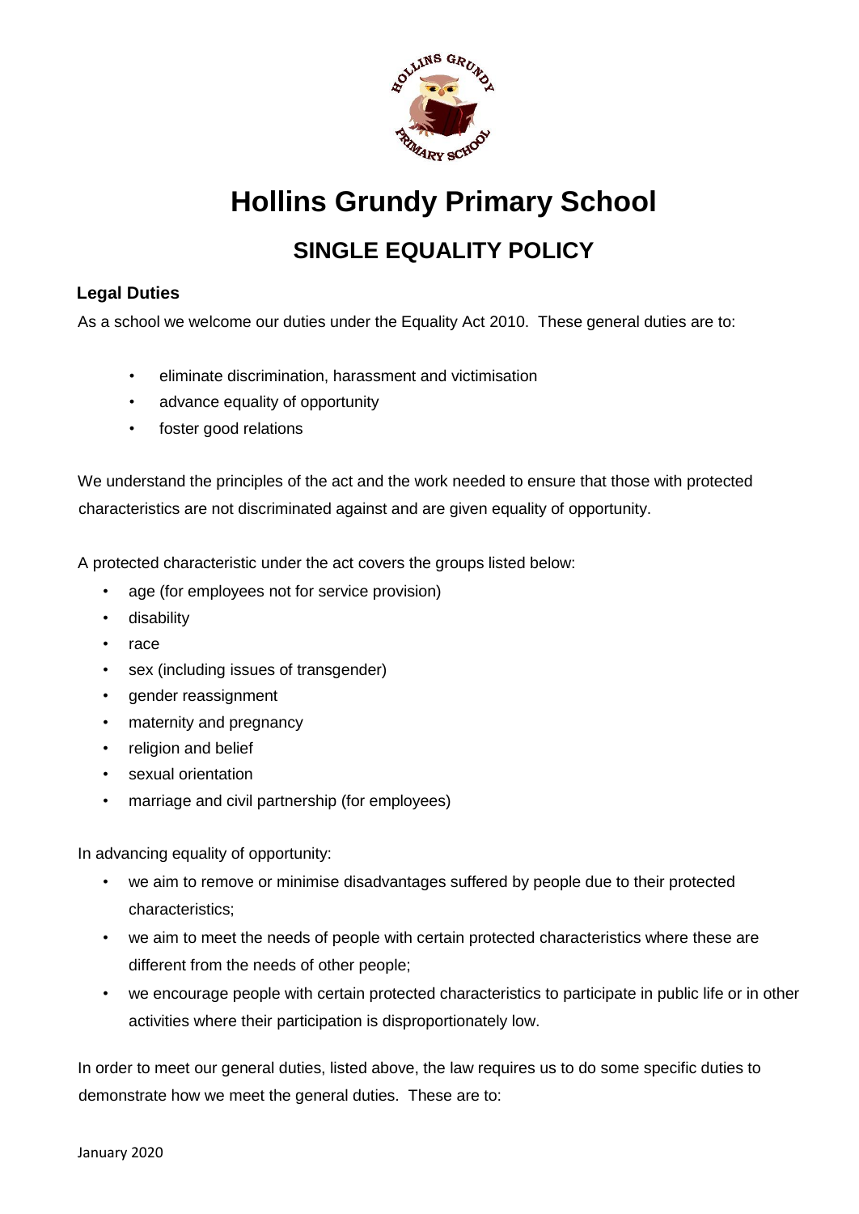# Hollins Grundy Primary School

## SINGLE EQUALITY POLICY

### Legal Duties

As a school we welcome our duties under the Equality Act 2010. These general duties are to:

- eliminate discrimination, harassment and victimisation
- advance equality of opportunity
- foster good relations

We understand the principles of the act and the work needed to ensure that those with protected characteristics are not discriminated against and are given equality of opportunity.

A protected characteristic under the act covers the groups listed below:

- age (for employees not for service provision)
- disability
- race
- sex (including issues of transgender)
- gender reassignment
- maternity and pregnancy
- religion and belief
- sexual orientation
- marriage and civil partnership (for employees)

In advancing equality of opportunity:

- we aim to remove or minimise disadvantages suffered by people due to their protected characteristics;
- we aim to meet the needs of people with certain protected characteristics where these are different from the needs of other people;
- we encourage people with certain protected characteristics to participate in public life or in other activities where their participation is disproportionately low.

In order to meet our general duties, listed above, the law requires us to do some specific duties to demonstrate how we meet the general duties. These are to: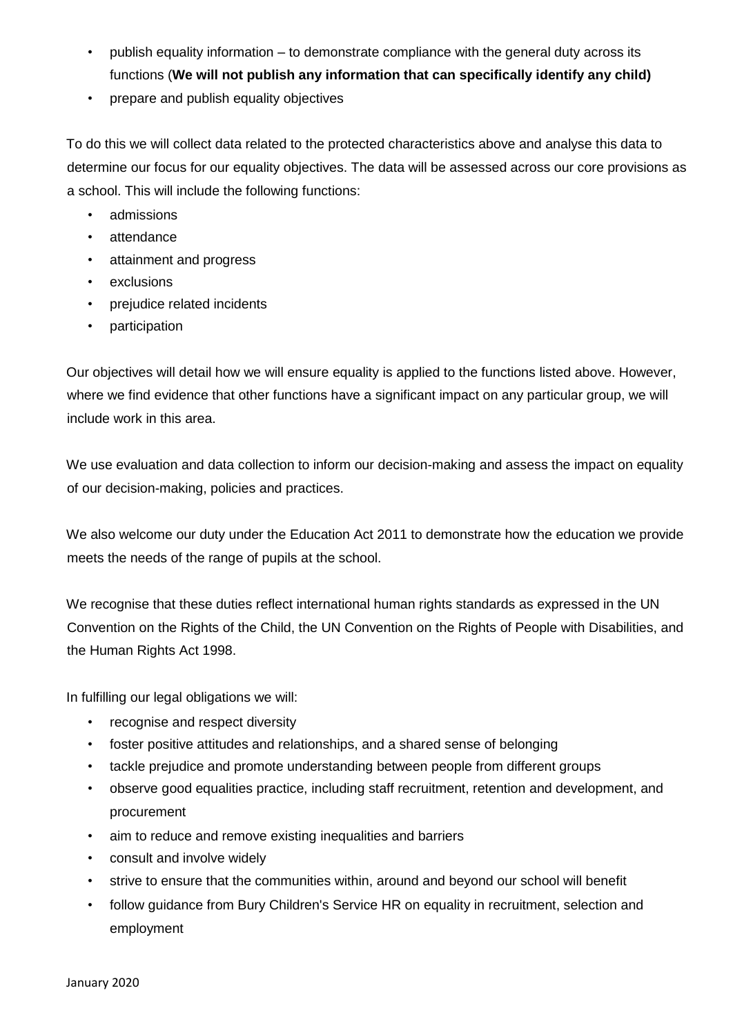- publish equality information – to demonstrate compliance with the general duty across its functions (**We will not publish any information that can specifically identify any child)**
- prepare and publish equality objectives

To do this we will collect data related to the protected characteristics above and analyse this data to determine our focus for our equality objectives. The data will be assessed across our core provisions as a school. This will include the following functions:

- admissions
- attendance
- attainment and progress
- exclusions
- prejudice related incidents
- participation

Our objectives will detail how we will ensure equality is applied to the functions listed above. However, where we find evidence that other functions have a significant impact on any particular group, we will include work in this area.

We use evaluation and data collection to inform our decision-making and assess the impact on equality of our decision-making, policies and practices.

We also welcome our duty under the Education Act 2011 to demonstrate how the education we provide meets the needs of the range of pupils at the school.

We recognise that these duties reflect international human rights standards as expressed in the UN Convention on the Rights of the Child, the UN Convention on the Rights of People with Disabilities, and the Human Rights Act 1998.

In fulfilling our legal obligations we will:

- recognise and respect diversity
- foster positive attitudes and relationships, and a shared sense of belonging
- tackle prejudice and promote understanding between people from different groups
- observe good equalities practice, including staff recruitment, retention and development, and procurement
- aim to reduce and remove existing inequalities and barriers
- consult and involve widely
- strive to ensure that the communities within, around and beyond our school will benefit
- follow guidance from Bury Children's Service HR on equality in recruitment, selection and employment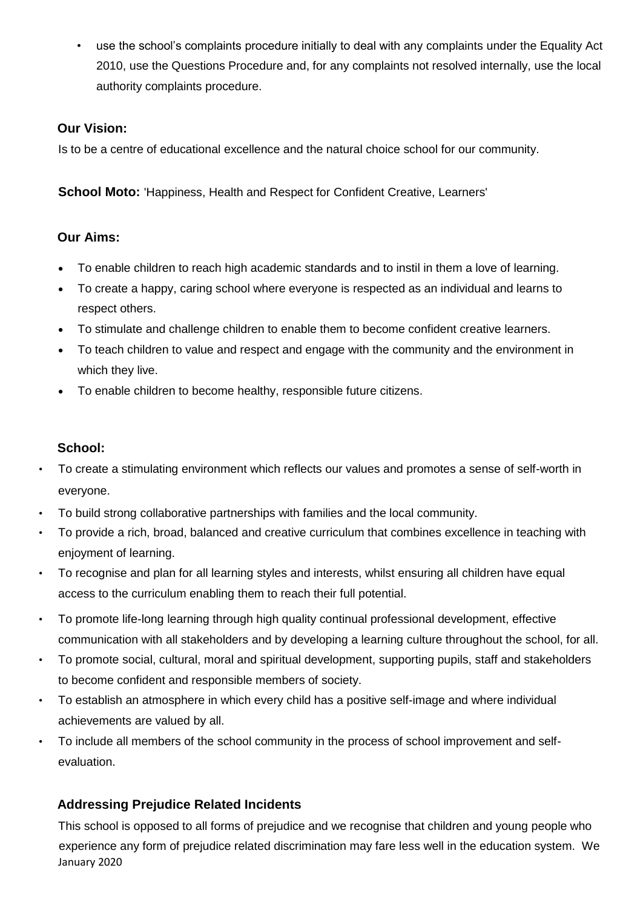- use the school's complaints procedure initially to deal with any complaints under the Equality Act 2010, use the Questions Procedure and, for any complaints not resolved internally, use the local authority complaints procedure.

**Our Vision:**

Is to be a centre of educational excellence and the natural choice school for our community.

**School Moto:** 'Happiness, Health and Respect for Confident Creative, Learners'

**Our Aims:**

- To enable children to reach high academic standards and to instil in them a love of learning.
- To create a happy, caring school where everyone is respected as an individual and learns to respect others.
- To stimulate and challenge children to enable them to become confident creative learners.
- To teach children to value and respect and engage with the community and the environment in which they live.
- To enable children to become healthy, responsible future citizens.

**School:**

- To create a stimulating environment which reflects our values and promotes a sense of self-worth in everyone.
- To build strong collaborative partnerships with families and the local community.
- To provide a rich, broad, balanced and creative curriculum that combines excellence in teaching with enjoyment of learning.
- To recognise and plan for all learning styles and interests, whilst ensuring all children have equal access to the curriculum enabling them to reach their full potential.
- To promote life-long learning through high quality continual professional development, effective communication with all stakeholders and by developing a learning culture throughout the school, for all.
- To promote social, cultural, moral and spiritual development, supporting pupils, staff and stakeholders to become confident and responsible members of society.
- To establish an atmosphere in which every child has a positive self-image and where individual achievements are valued by all.
- To include all members of the school community in the process of school improvement and self-evaluation.

**Addressing Prejudice Related Incidents**

This school is opposed to all forms of prejudice and we recognise that children and young people who experience any form of prejudice related discrimination may fare less well in the education system. We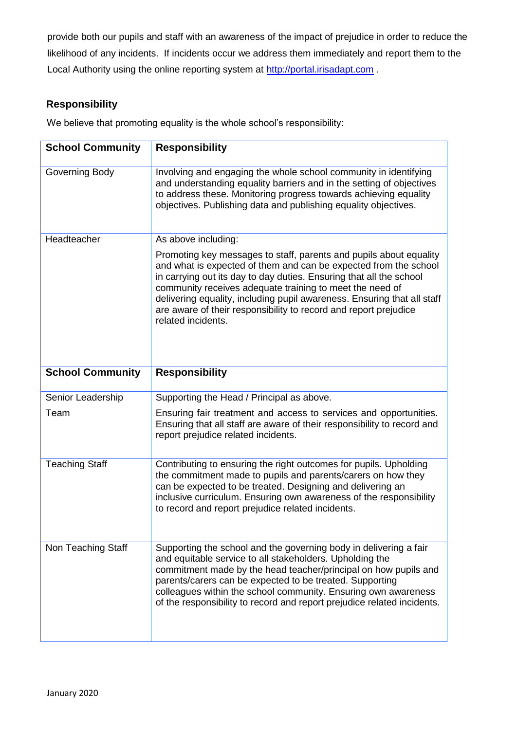provide both our pupils and staff with an awareness of the impact of prejudice in order to reduce the likelihood of any incidents. If incidents occur we address them immediately and report them to the Local Authority using the online reporting system at [http://portal.irisadapt.com](http://portal.irisadapt.com) .

### Responsibility

We believe that promoting equality is the whole school's responsibility:

| School Community | Responsibility |
|---|---|
| Governing Body | Involving and engaging the whole school community in identifying and understanding equality barriers and in the setting of objectives to address these. Monitoring progress towards achieving equality objectives. Publishing data and publishing equality objectives. |
| Headteacher | As above including:<br><br>Promoting key messages to staff, parents and pupils about equality and what is expected of them and can be expected from the school in carrying out its day to day duties. Ensuring that all the school community receives adequate training to meet the need of delivering equality, including pupil awareness. Ensuring that all staff are aware of their responsibility to record and report prejudice related incidents. |
| Senior Leadership Team | Supporting the Head / Principal as above.<br><br>Ensuring fair treatment and access to services and opportunities. Ensuring that all staff are aware of their responsibility to record and report prejudice related incidents. |
| Teaching Staff | Contributing to ensuring the right outcomes for pupils. Upholding the commitment made to pupils and parents/carers on how they can be expected to be treated. Designing and delivering an inclusive curriculum. Ensuring own awareness of the responsibility to record and report prejudice related incidents. |
| Non Teaching Staff | Supporting the school and the governing body in delivering a fair and equitable service to all stakeholders. Upholding the commitment made by the head teacher/principal on how pupils and parents/carers can be expected to be treated. Supporting colleagues within the school community. Ensuring own awareness of the responsibility to record and report prejudice related incidents. |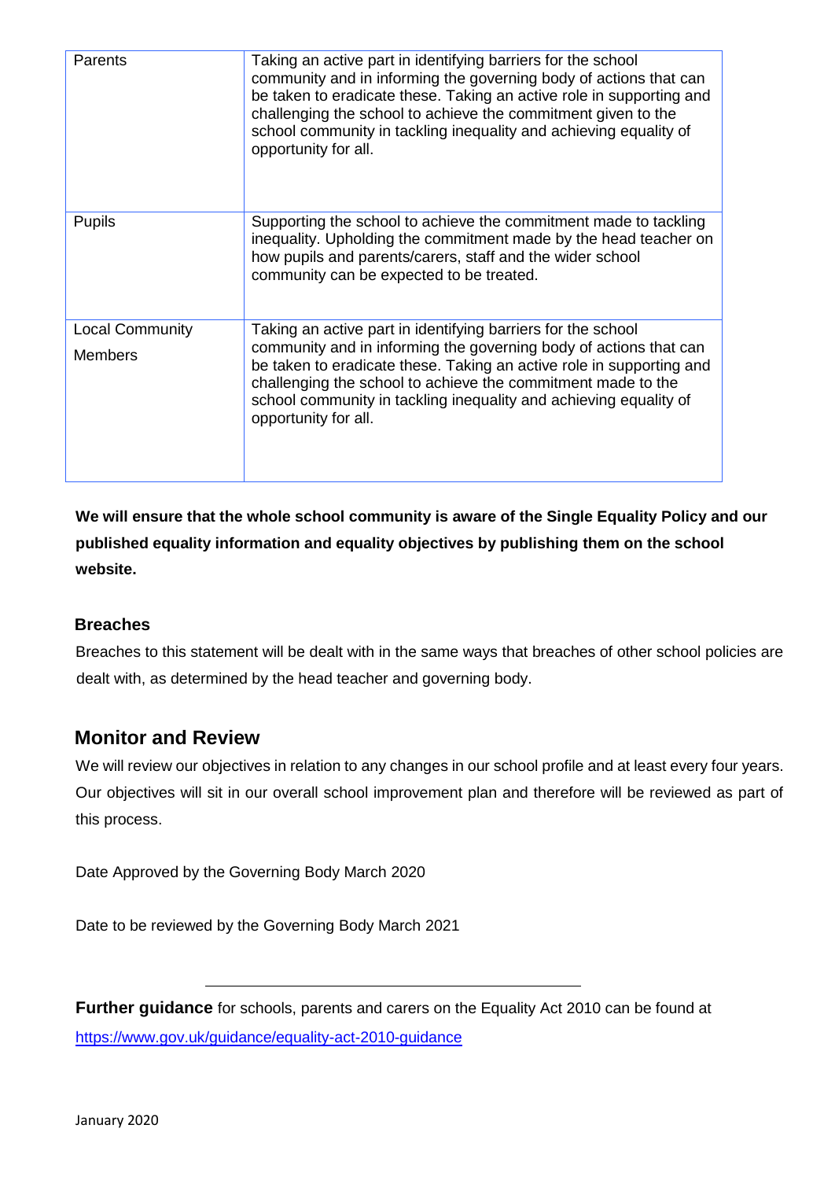| | |
|---|---|
| Parents | Taking an active part in identifying barriers for the school community and in informing the governing body of actions that can be taken to eradicate these. Taking an active role in supporting and challenging the school to achieve the commitment given to the school community in tackling inequality and achieving equality of opportunity for all. |
| Pupils | Supporting the school to achieve the commitment made to tackling inequality. Upholding the commitment made by the head teacher on how pupils and parents/carers, staff and the wider school community can be expected to be treated. |
| Local Community Members | Taking an active part in identifying barriers for the school community and in informing the governing body of actions that can be taken to eradicate these. Taking an active role in supporting and challenging the school to achieve the commitment made to the school community in tackling inequality and achieving equality of opportunity for all. |

**We will ensure that the whole school community is aware of the Single Equality Policy and our published equality information and equality objectives by publishing them on the school website.**

### Breaches

Breaches to this statement will be dealt with in the same ways that breaches of other school policies are dealt with, as determined by the head teacher and governing body.

## Monitor and Review

We will review our objectives in relation to any changes in our school profile and at least every four years. Our objectives will sit in our overall school improvement plan and therefore will be reviewed as part of this process.

Date Approved by the Governing Body March 2020

Date to be reviewed by the Governing Body March 2021

---

**Further guidance** for schools, parents and carers on the Equality Act 2010 can be found at https://www.gov.uk/guidance/equality-act-2010-guidance

January 2020